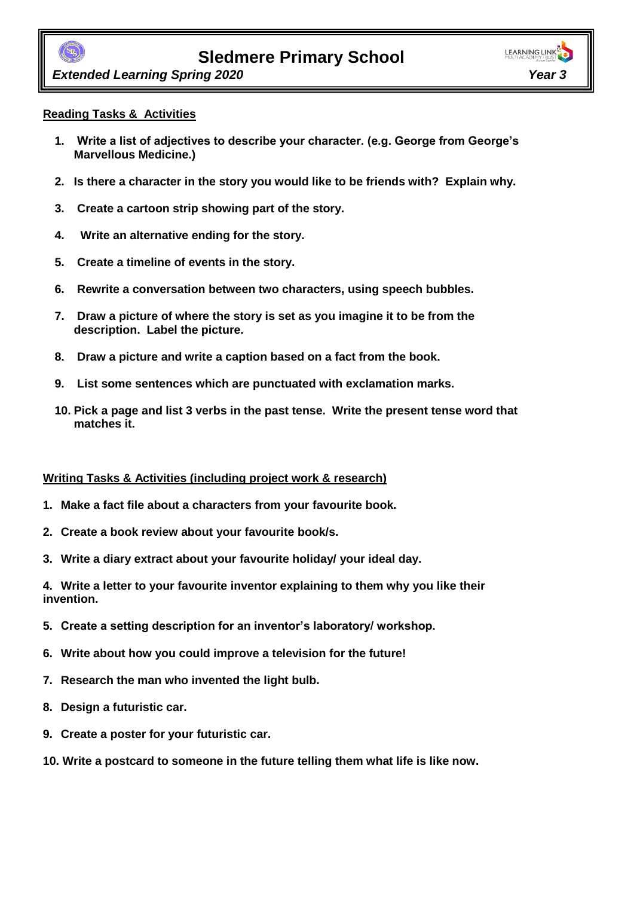# Sledmere Primary School

*Extended Learning Spring 2020* *Year 3*

## Reading Tasks & Activities

1. **Write a list of adjectives to describe your character. (e.g. George from George's Marvellous Medicine.)**
2. **Is there a character in the story you would like to be friends with? Explain why.**
3. **Create a cartoon strip showing part of the story.**
4. **Write an alternative ending for the story.**
5. **Create a timeline of events in the story.**
6. **Rewrite a conversation between two characters, using speech bubbles.**
7. **Draw a picture of where the story is set as you imagine it to be from the description. Label the picture.**
8. **Draw a picture and write a caption based on a fact from the book.**
9. **List some sentences which are punctuated with exclamation marks.**
10. **Pick a page and list 3 verbs in the past tense. Write the present tense word that matches it.**

## Writing Tasks & Activities (including project work & research)

1. **Make a fact file about a characters from your favourite book.**
2. **Create a book review about your favourite book/s.**
3. **Write a diary extract about your favourite holiday/ your ideal day.**
4. **Write a letter to your favourite inventor explaining to them why you like their invention.**
5. **Create a setting description for an inventor's laboratory/ workshop.**
6. **Write about how you could improve a television for the future!**
7. **Research the man who invented the light bulb.**
8. **Design a futuristic car.**
9. **Create a poster for your futuristic car.**
10. **Write a postcard to someone in the future telling them what life is like now.**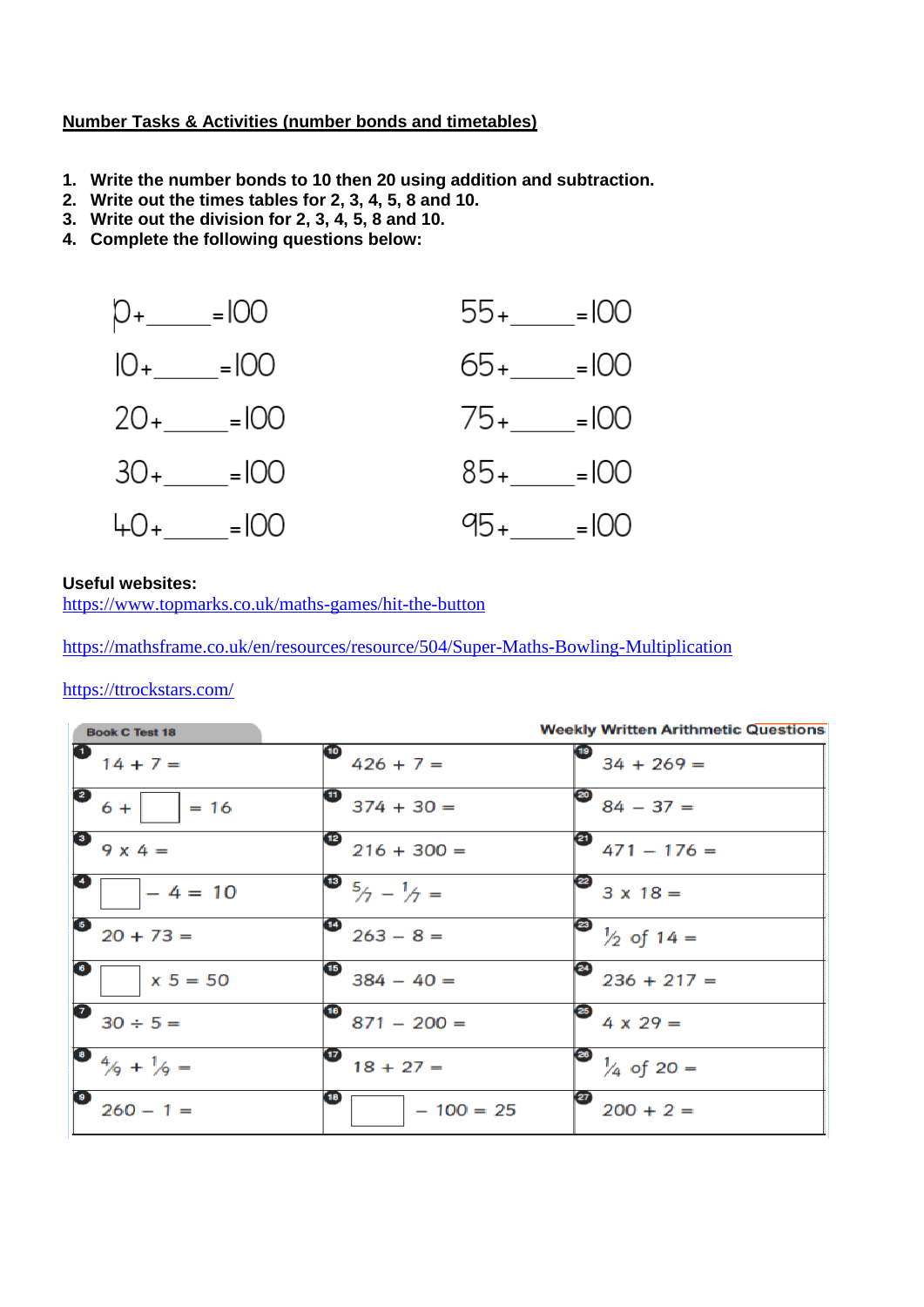**Number Tasks & Activities (number bonds and timetables)**

1. **Write the number bonds to 10 then 20 using addition and subtraction.**
2. **Write out the times tables for 2, 3, 4, 5, 8 and 10.**
3. **Write out the division for 2, 3, 4, 5, 8 and 10.**
4. **Complete the following questions below:**

| | |
|---|---|
| 0 + _____ = 100 | 55 + _____ = 100 |
| 10 + _____ = 100 | 65 + _____ = 100 |
| 20 + _____ = 100 | 75 + _____ = 100 |
| 30 + _____ = 100 | 85 + _____ = 100 |
| 40 + _____ = 100 | 95 + _____ = 100 |

**Useful websites:**

https://www.topmarks.co.uk/maths-games/hit-the-button

https://mathsframe.co.uk/en/resources/resource/504/Super-Maths-Bowling-Multiplication

https://ttrockstars.com/

**Book C Test 18** — **Weekly Written Arithmetic Questions**

| | | |
|---|---|---|
| 1. 14 + 7 = | 10. 426 + 7 = | 19. 34 + 269 = |
| 2. 6 + ☐ = 16 | 11. 374 + 30 = | 20. 84 − 37 = |
| 3. 9 x 4 = | 12. 216 + 300 = | 21. 471 − 176 = |
| 4. ☐ − 4 = 10 | 13. $\frac{5}{7} - \frac{1}{7}$ = | 22. 3 x 18 = |
| 5. 20 + 73 = | 14. 263 − 8 = | 23. $\frac{1}{2}$ of 14 = |
| 6. ☐ x 5 = 50 | 15. 384 − 40 = | 24. 236 + 217 = |
| 7. 30 ÷ 5 = | 16. 871 − 200 = | 25. 4 x 29 = |
| 8. $\frac{4}{9} + \frac{1}{9}$ = | 17. 18 + 27 = | 26. $\frac{1}{4}$ of 20 = |
| 9. 260 − 1 = | 18. ☐ − 100 = 25 | 27. 200 + 2 = |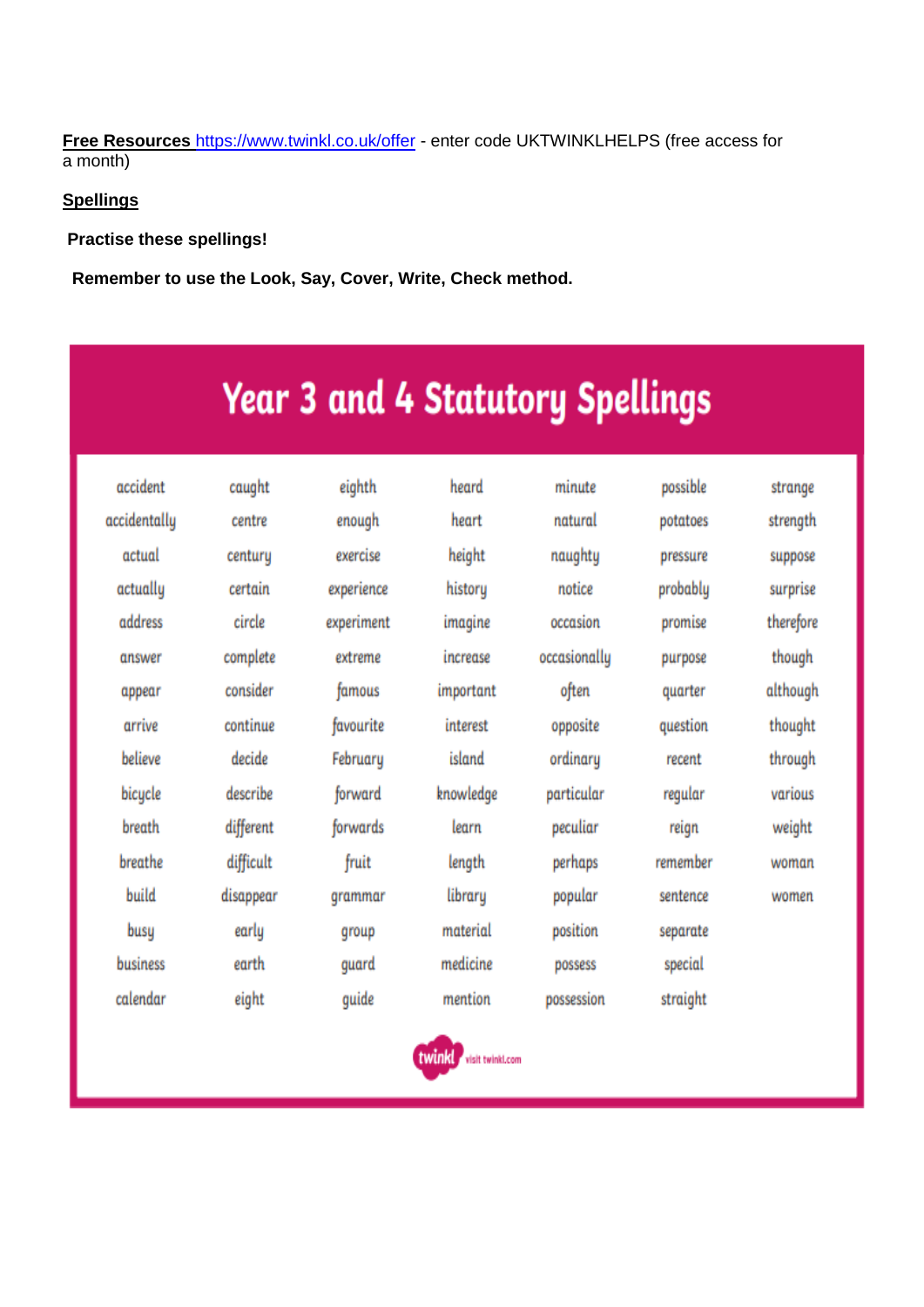**Free Resources** https://www.twinkl.co.uk/offer - enter code UKTWINKLHELPS (free access for a month)

**Spellings**

**Practise these spellings!**

**Remember to use the Look, Say, Cover, Write, Check method.**

# Year 3 and 4 Statutory Spellings

| | | | | | | |
|---|---|---|---|---|---|---|
| accident | caught | eighth | heard | minute | possible | strange |
| accidentally | centre | enough | heart | natural | potatoes | strength |
| actual | century | exercise | height | naughty | pressure | suppose |
| actually | certain | experience | history | notice | probably | surprise |
| address | circle | experiment | imagine | occasion | promise | therefore |
| answer | complete | extreme | increase | occasionally | purpose | though |
| appear | consider | famous | important | often | quarter | although |
| arrive | continue | favourite | interest | opposite | question | thought |
| believe | decide | February | island | ordinary | recent | through |
| bicycle | describe | forward | knowledge | particular | regular | various |
| breath | different | forwards | learn | peculiar | reign | weight |
| breathe | difficult | fruit | length | perhaps | remember | woman |
| build | disappear | grammar | library | popular | sentence | women |
| busy | early | group | material | position | separate | |
| business | earth | guard | medicine | possess | special | |
| calendar | eight | guide | mention | possession | straight | |

twinkl visit twinkl.com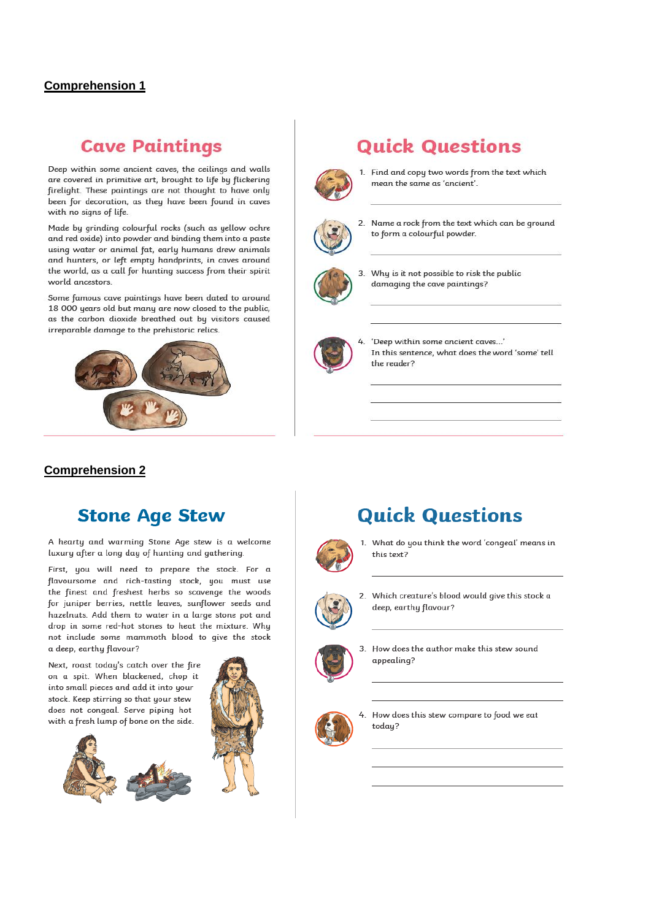## Comprehension 1

### Cave Paintings

Deep within some ancient caves, the ceilings and walls are covered in primitive art, brought to life by flickering firelight. These paintings are not thought to have only been for decoration, as they have been found in caves with no signs of life.

Made by grinding colourful rocks (such as yellow ochre and red oxide) into powder and binding them into a paste using water or animal fat, early humans drew animals and hunters, or left empty handprints, in caves around the world, as a call for hunting success from their spirit world ancestors.

Some famous cave paintings have been dated to around 18 000 years old but many are now closed to the public, as the carbon dioxide breathed out by visitors caused irreparable damage to the prehistoric relics.

### Quick Questions

1. Find and copy two words from the text which mean the same as 'ancient'.

2. Name a rock from the text which can be ground to form a colourful powder.

3. Why is it not possible to risk the public damaging the cave paintings?

4. 'Deep within some ancient caves...'
   In this sentence, what does the word 'some' tell the reader?

## Comprehension 2

### Stone Age Stew

A hearty and warming Stone Age stew is a welcome luxury after a long day of hunting and gathering.

First, you will need to prepare the stock. For a flavoursome and rich-tasting stock, you must use the finest and freshest herbs so scavenge the woods for juniper berries, nettle leaves, sunflower seeds and hazelnuts. Add them to water in a large stone pot and drop in some red-hot stones to heat the mixture. Why not include some mammoth blood to give the stock a deep, earthy flavour?

Next, roast today's catch over the fire on a spit. When blackened, chop it into small pieces and add it into your stock. Keep stirring so that your stew does not congeal. Serve piping hot with a fresh lump of bone on the side.

### Quick Questions

1. What do you think the word 'congeal' means in this text?

2. Which creature's blood would give this stock a deep, earthy flavour?

3. How does the author make this stew sound appealing?

4. How does this stew compare to food we eat today?